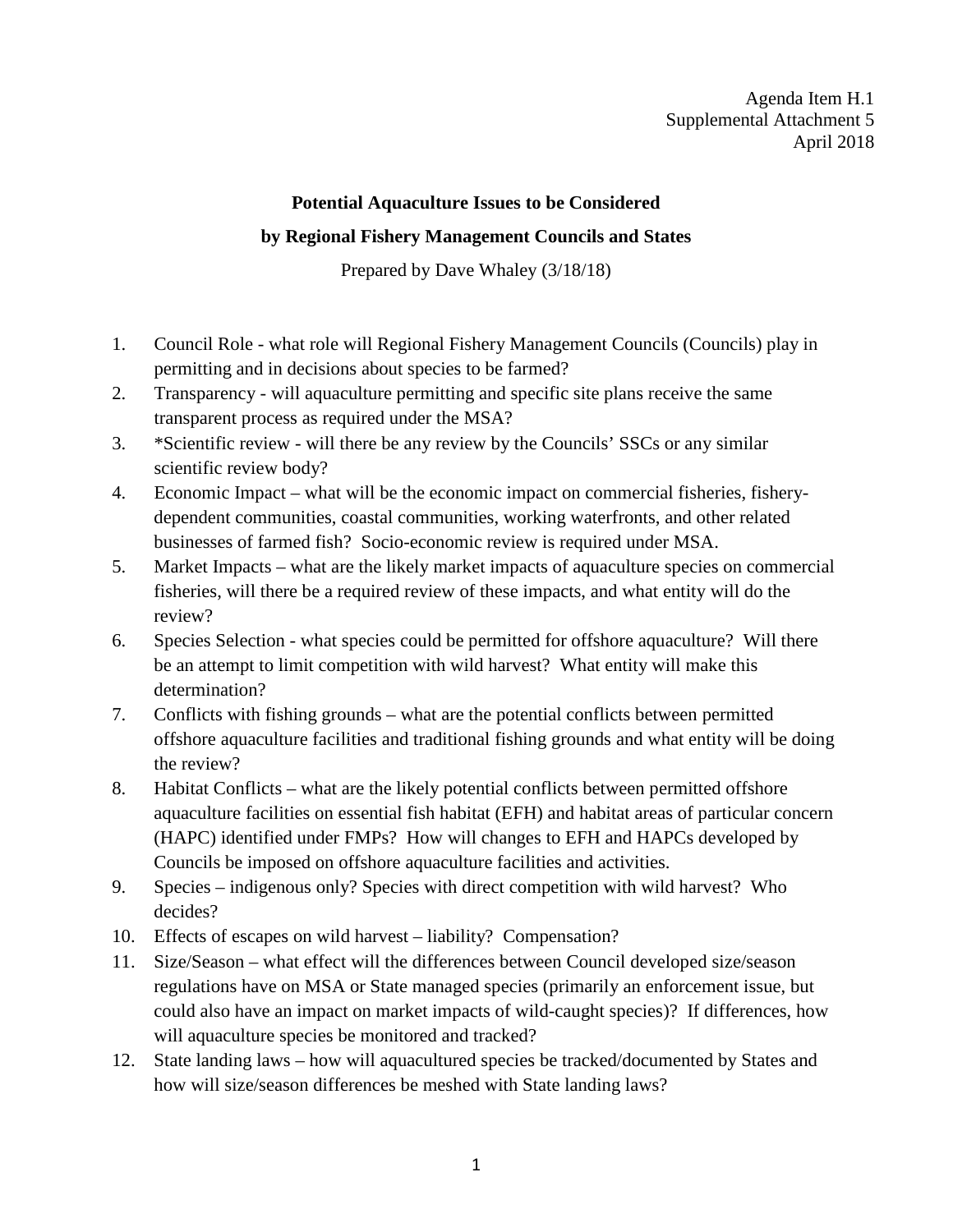Agenda Item H.1
Supplemental Attachment 5
April 2018

**Potential Aquaculture Issues to be Considered**

**by Regional Fishery Management Councils and States**

Prepared by Dave Whaley (3/18/18)

1. Council Role - what role will Regional Fishery Management Councils (Councils) play in permitting and in decisions about species to be farmed?
2. Transparency - will aquaculture permitting and specific site plans receive the same transparent process as required under the MSA?
3. *Scientific review - will there be any review by the Councils' SSCs or any similar scientific review body?
4. Economic Impact – what will be the economic impact on commercial fisheries, fishery-dependent communities, coastal communities, working waterfronts, and other related businesses of farmed fish? Socio-economic review is required under MSA.
5. Market Impacts – what are the likely market impacts of aquaculture species on commercial fisheries, will there be a required review of these impacts, and what entity will do the review?
6. Species Selection - what species could be permitted for offshore aquaculture? Will there be an attempt to limit competition with wild harvest? What entity will make this determination?
7. Conflicts with fishing grounds – what are the potential conflicts between permitted offshore aquaculture facilities and traditional fishing grounds and what entity will be doing the review?
8. Habitat Conflicts – what are the likely potential conflicts between permitted offshore aquaculture facilities on essential fish habitat (EFH) and habitat areas of particular concern (HAPC) identified under FMPs? How will changes to EFH and HAPCs developed by Councils be imposed on offshore aquaculture facilities and activities.
9. Species – indigenous only? Species with direct competition with wild harvest? Who decides?
10. Effects of escapes on wild harvest – liability? Compensation?
11. Size/Season – what effect will the differences between Council developed size/season regulations have on MSA or State managed species (primarily an enforcement issue, but could also have an impact on market impacts of wild-caught species)? If differences, how will aquaculture species be monitored and tracked?
12. State landing laws – how will aquacultured species be tracked/documented by States and how will size/season differences be meshed with State landing laws?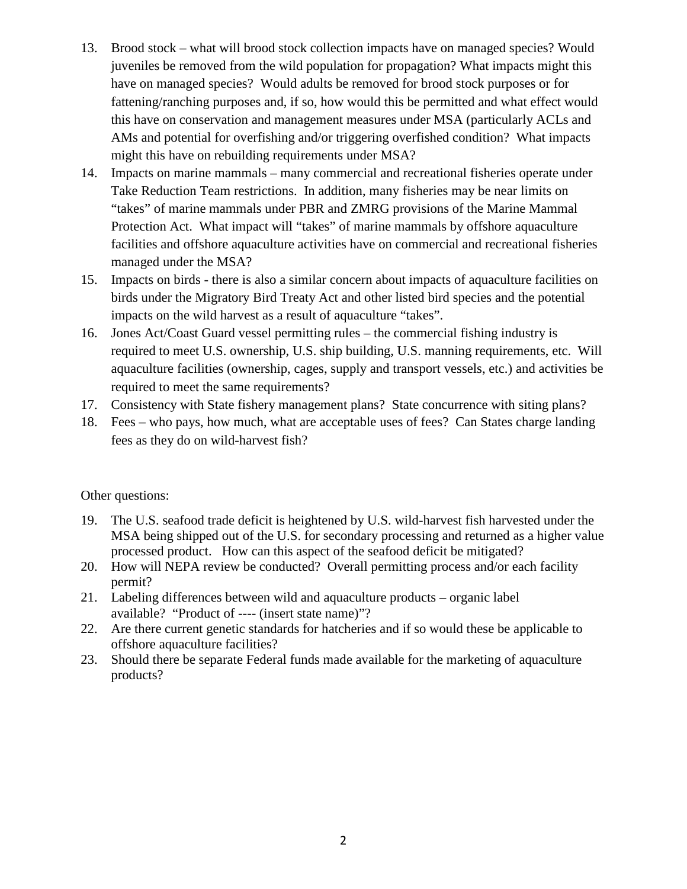13. Brood stock – what will brood stock collection impacts have on managed species? Would juveniles be removed from the wild population for propagation? What impacts might this have on managed species? Would adults be removed for brood stock purposes or for fattening/ranching purposes and, if so, how would this be permitted and what effect would this have on conservation and management measures under MSA (particularly ACLs and AMs and potential for overfishing and/or triggering overfished condition? What impacts might this have on rebuilding requirements under MSA?
14. Impacts on marine mammals – many commercial and recreational fisheries operate under Take Reduction Team restrictions. In addition, many fisheries may be near limits on "takes" of marine mammals under PBR and ZMRG provisions of the Marine Mammal Protection Act. What impact will "takes" of marine mammals by offshore aquaculture facilities and offshore aquaculture activities have on commercial and recreational fisheries managed under the MSA?
15. Impacts on birds - there is also a similar concern about impacts of aquaculture facilities on birds under the Migratory Bird Treaty Act and other listed bird species and the potential impacts on the wild harvest as a result of aquaculture "takes".
16. Jones Act/Coast Guard vessel permitting rules – the commercial fishing industry is required to meet U.S. ownership, U.S. ship building, U.S. manning requirements, etc. Will aquaculture facilities (ownership, cages, supply and transport vessels, etc.) and activities be required to meet the same requirements?
17. Consistency with State fishery management plans? State concurrence with siting plans?
18. Fees – who pays, how much, what are acceptable uses of fees? Can States charge landing fees as they do on wild-harvest fish?

Other questions:

19. The U.S. seafood trade deficit is heightened by U.S. wild-harvest fish harvested under the MSA being shipped out of the U.S. for secondary processing and returned as a higher value processed product. How can this aspect of the seafood deficit be mitigated?
20. How will NEPA review be conducted? Overall permitting process and/or each facility permit?
21. Labeling differences between wild and aquaculture products – organic label available? "Product of ---- (insert state name)"?
22. Are there current genetic standards for hatcheries and if so would these be applicable to offshore aquaculture facilities?
23. Should there be separate Federal funds made available for the marketing of aquaculture products?